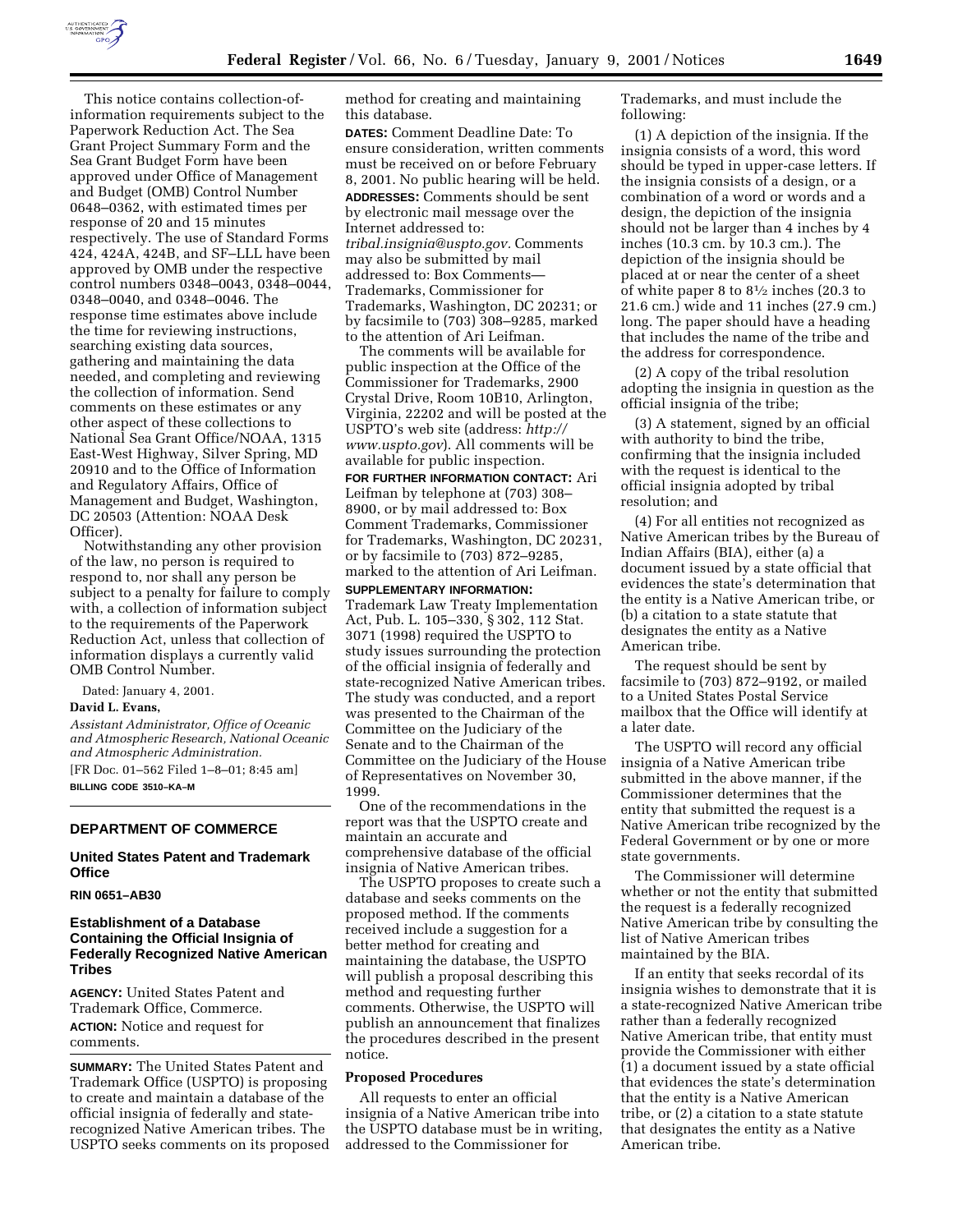This notice contains collection-of-information requirements subject to the Paperwork Reduction Act. The Sea Grant Project Summary Form and the Sea Grant Budget Form have been approved under Office of Management and Budget (OMB) Control Number 0648–0362, with estimated times per response of 20 and 15 minutes respectively. The use of Standard Forms 424, 424A, 424B, and SF–LLL have been approved by OMB under the respective control numbers 0348–0043, 0348–0044, 0348–0040, and 0348–0046. The response time estimates above include the time for reviewing instructions, searching existing data sources, gathering and maintaining the data needed, and completing and reviewing the collection of information. Send comments on these estimates or any other aspect of these collections to National Sea Grant Office/NOAA, 1315 East-West Highway, Silver Spring, MD 20910 and to the Office of Information and Regulatory Affairs, Office of Management and Budget, Washington, DC 20503 (Attention: NOAA Desk Officer).

Notwithstanding any other provision of the law, no person is required to respond to, nor shall any person be subject to a penalty for failure to comply with, a collection of information subject to the requirements of the Paperwork Reduction Act, unless that collection of information displays a currently valid OMB Control Number.

Dated: January 4, 2001.

**David L. Evans,**

*Assistant Administrator, Office of Oceanic and Atmospheric Research, National Oceanic and Atmospheric Administration.*

[FR Doc. 01–562 Filed 1–8–01; 8:45 am]

**BILLING CODE 3510–KA–M**

## DEPARTMENT OF COMMERCE

### United States Patent and Trademark Office

**RIN 0651–AB30**

### Establishment of a Database Containing the Official Insignia of Federally Recognized Native American Tribes

**AGENCY:** United States Patent and Trademark Office, Commerce.

**ACTION:** Notice and request for comments.

**SUMMARY:** The United States Patent and Trademark Office (USPTO) is proposing to create and maintain a database of the official insignia of federally and state-recognized Native American tribes. The USPTO seeks comments on its proposed method for creating and maintaining this database.

**DATES:** Comment Deadline Date: To ensure consideration, written comments must be received on or before February 8, 2001. No public hearing will be held.

**ADDRESSES:** Comments should be sent by electronic mail message over the Internet addressed to: *tribal.insignia@uspto.gov.* Comments may also be submitted by mail addressed to: Box Comments—Trademarks, Commissioner for Trademarks, Washington, DC 20231; or by facsimile to (703) 308–9285, marked to the attention of Ari Leifman.

The comments will be available for public inspection at the Office of the Commissioner for Trademarks, 2900 Crystal Drive, Room 10B10, Arlington, Virginia, 22202 and will be posted at the USPTO's web site (address: *http://www.uspto.gov*). All comments will be available for public inspection.

**FOR FURTHER INFORMATION CONTACT:** Ari Leifman by telephone at (703) 308–8900, or by mail addressed to: Box Comment Trademarks, Commissioner for Trademarks, Washington, DC 20231, or by facsimile to (703) 872–9285, marked to the attention of Ari Leifman.

**SUPPLEMENTARY INFORMATION:** Trademark Law Treaty Implementation Act, Pub. L. 105–330, § 302, 112 Stat. 3071 (1998) required the USPTO to study issues surrounding the protection of the official insignia of federally and state-recognized Native American tribes. The study was conducted, and a report was presented to the Chairman of the Committee on the Judiciary of the Senate and to the Chairman of the Committee on the Judiciary of the House of Representatives on November 30, 1999.

One of the recommendations in the report was that the USPTO create and maintain an accurate and comprehensive database of the official insignia of Native American tribes.

The USPTO proposes to create such a database and seeks comments on the proposed method. If the comments received include a suggestion for a better method for creating and maintaining the database, the USPTO will publish a proposal describing this method and requesting further comments. Otherwise, the USPTO will publish an announcement that finalizes the procedures described in the present notice.

**Proposed Procedures**

All requests to enter an official insignia of a Native American tribe into the USPTO database must be in writing, addressed to the Commissioner for Trademarks, and must include the following:

(1) A depiction of the insignia. If the insignia consists of a word, this word should be typed in upper-case letters. If the insignia consists of a design, or a combination of a word or words and a design, the depiction of the insignia should not be larger than 4 inches by 4 inches (10.3 cm. by 10.3 cm.). The depiction of the insignia should be placed at or near the center of a sheet of white paper 8 to 8½ inches (20.3 to 21.6 cm.) wide and 11 inches (27.9 cm.) long. The paper should have a heading that includes the name of the tribe and the address for correspondence.

(2) A copy of the tribal resolution adopting the insignia in question as the official insignia of the tribe;

(3) A statement, signed by an official with authority to bind the tribe, confirming that the insignia included with the request is identical to the official insignia adopted by tribal resolution; and

(4) For all entities not recognized as Native American tribes by the Bureau of Indian Affairs (BIA), either (a) a document issued by a state official that evidences the state's determination that the entity is a Native American tribe, or (b) a citation to a state statute that designates the entity as a Native American tribe.

The request should be sent by facsimile to (703) 872–9192, or mailed to a United States Postal Service mailbox that the Office will identify at a later date.

The USPTO will record any official insignia of a Native American tribe submitted in the above manner, if the Commissioner determines that the entity that submitted the request is a Native American tribe recognized by the Federal Government or by one or more state governments.

The Commissioner will determine whether or not the entity that submitted the request is a federally recognized Native American tribe by consulting the list of Native American tribes maintained by the BIA.

If an entity that seeks recordal of its insignia wishes to demonstrate that it is a state-recognized Native American tribe rather than a federally recognized Native American tribe, that entity must provide the Commissioner with either (1) a document issued by a state official that evidences the state's determination that the entity is a Native American tribe, or (2) a citation to a state statute that designates the entity as a Native American tribe.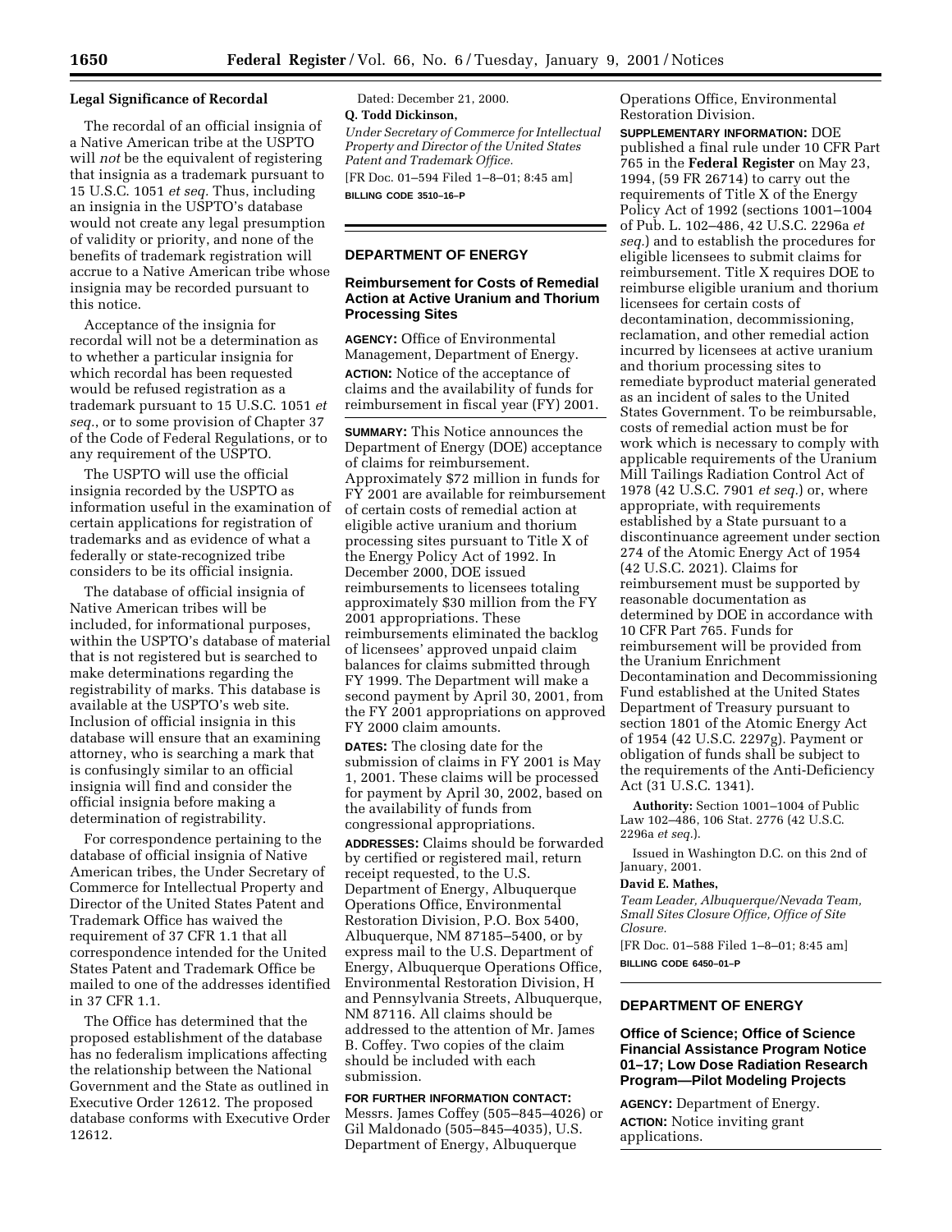**Legal Significance of Recordal**

The recordal of an official insignia of a Native American tribe at the USPTO will *not* be the equivalent of registering that insignia as a trademark pursuant to 15 U.S.C. 1051 *et seq.* Thus, including an insignia in the USPTO's database would not create any legal presumption of validity or priority, and none of the benefits of trademark registration will accrue to a Native American tribe whose insignia may be recorded pursuant to this notice.

Acceptance of the insignia for recordal will not be a determination as to whether a particular insignia for which recordal has been requested would be refused registration as a trademark pursuant to 15 U.S.C. 1051 *et seq.*, or to some provision of Chapter 37 of the Code of Federal Regulations, or to any requirement of the USPTO.

The USPTO will use the official insignia recorded by the USPTO as information useful in the examination of certain applications for registration of trademarks and as evidence of what a federally or state-recognized tribe considers to be its official insignia.

The database of official insignia of Native American tribes will be included, for informational purposes, within the USPTO's database of material that is not registered but is searched to make determinations regarding the registrability of marks. This database is available at the USPTO's web site. Inclusion of official insignia in this database will ensure that an examining attorney, who is searching a mark that is confusingly similar to an official insignia will find and consider the official insignia before making a determination of registrability.

For correspondence pertaining to the database of official insignia of Native American tribes, the Under Secretary of Commerce for Intellectual Property and Director of the United States Patent and Trademark Office has waived the requirement of 37 CFR 1.1 that all correspondence intended for the United States Patent and Trademark Office be mailed to one of the addresses identified in 37 CFR 1.1.

The Office has determined that the proposed establishment of the database has no federalism implications affecting the relationship between the National Government and the State as outlined in Executive Order 12612. The proposed database conforms with Executive Order 12612.

Dated: December 21, 2000.

**Q. Todd Dickinson,**

*Under Secretary of Commerce for Intellectual Property and Director of the United States Patent and Trademark Office.*

[FR Doc. 01–594 Filed 1–8–01; 8:45 am]

**BILLING CODE 3510–16–P**

## DEPARTMENT OF ENERGY

### Reimbursement for Costs of Remedial Action at Active Uranium and Thorium Processing Sites

**AGENCY:** Office of Environmental Management, Department of Energy.

**ACTION:** Notice of the acceptance of claims and the availability of funds for reimbursement in fiscal year (FY) 2001.

**SUMMARY:** This Notice announces the Department of Energy (DOE) acceptance of claims for reimbursement. Approximately $72 million in funds for FY 2001 are available for reimbursement of certain costs of remedial action at eligible active uranium and thorium processing sites pursuant to Title X of the Energy Policy Act of 1992. In December 2000, DOE issued reimbursements to licensees totaling approximately $30 million from the FY 2001 appropriations. These reimbursements eliminated the backlog of licensees' approved unpaid claim balances for claims submitted through FY 1999. The Department will make a second payment by April 30, 2001, from the FY 2001 appropriations on approved FY 2000 claim amounts.

**DATES:** The closing date for the submission of claims in FY 2001 is May 1, 2001. These claims will be processed for payment by April 30, 2002, based on the availability of funds from congressional appropriations.

**ADDRESSES:** Claims should be forwarded by certified or registered mail, return receipt requested, to the U.S. Department of Energy, Albuquerque Operations Office, Environmental Restoration Division, P.O. Box 5400, Albuquerque, NM 87185–5400, or by express mail to the U.S. Department of Energy, Albuquerque Operations Office, Environmental Restoration Division, H and Pennsylvania Streets, Albuquerque, NM 87116. All claims should be addressed to the attention of Mr. James B. Coffey. Two copies of the claim should be included with each submission.

**FOR FURTHER INFORMATION CONTACT:** Messrs. James Coffey (505–845–4026) or Gil Maldonado (505–845–4035), U.S. Department of Energy, Albuquerque Operations Office, Environmental Restoration Division.

**SUPPLEMENTARY INFORMATION:** DOE published a final rule under 10 CFR Part 765 in the **Federal Register** on May 23, 1994, (59 FR 26714) to carry out the requirements of Title X of the Energy Policy Act of 1992 (sections 1001–1004 of Pub. L. 102–486, 42 U.S.C. 2296a *et seq.*) and to establish the procedures for eligible licensees to submit claims for reimbursement. Title X requires DOE to reimburse eligible uranium and thorium licensees for certain costs of decontamination, decommissioning, reclamation, and other remedial action incurred by licensees at active uranium and thorium processing sites to remediate byproduct material generated as an incident of sales to the United States Government. To be reimbursable, costs of remedial action must be for work which is necessary to comply with applicable requirements of the Uranium Mill Tailings Radiation Control Act of 1978 (42 U.S.C. 7901 *et seq.*) or, where appropriate, with requirements established by a State pursuant to a discontinuance agreement under section 274 of the Atomic Energy Act of 1954 (42 U.S.C. 2021). Claims for reimbursement must be supported by reasonable documentation as determined by DOE in accordance with 10 CFR Part 765. Funds for reimbursement will be provided from the Uranium Enrichment Decontamination and Decommissioning Fund established at the United States Department of Treasury pursuant to section 1801 of the Atomic Energy Act of 1954 (42 U.S.C. 2297g). Payment or obligation of funds shall be subject to the requirements of the Anti-Deficiency Act (31 U.S.C. 1341).

**Authority:** Section 1001–1004 of Public Law 102–486, 106 Stat. 2776 (42 U.S.C. 2296a *et seq.*).

Issued in Washington D.C. on this 2nd of January, 2001.

**David E. Mathes,**

*Team Leader, Albuquerque/Nevada Team, Small Sites Closure Office, Office of Site Closure.*

[FR Doc. 01–588 Filed 1–8–01; 8:45 am]

**BILLING CODE 6450–01–P**

## DEPARTMENT OF ENERGY

### Office of Science; Office of Science Financial Assistance Program Notice 01–17; Low Dose Radiation Research Program—Pilot Modeling Projects

**AGENCY:** Department of Energy.

**ACTION:** Notice inviting grant applications.